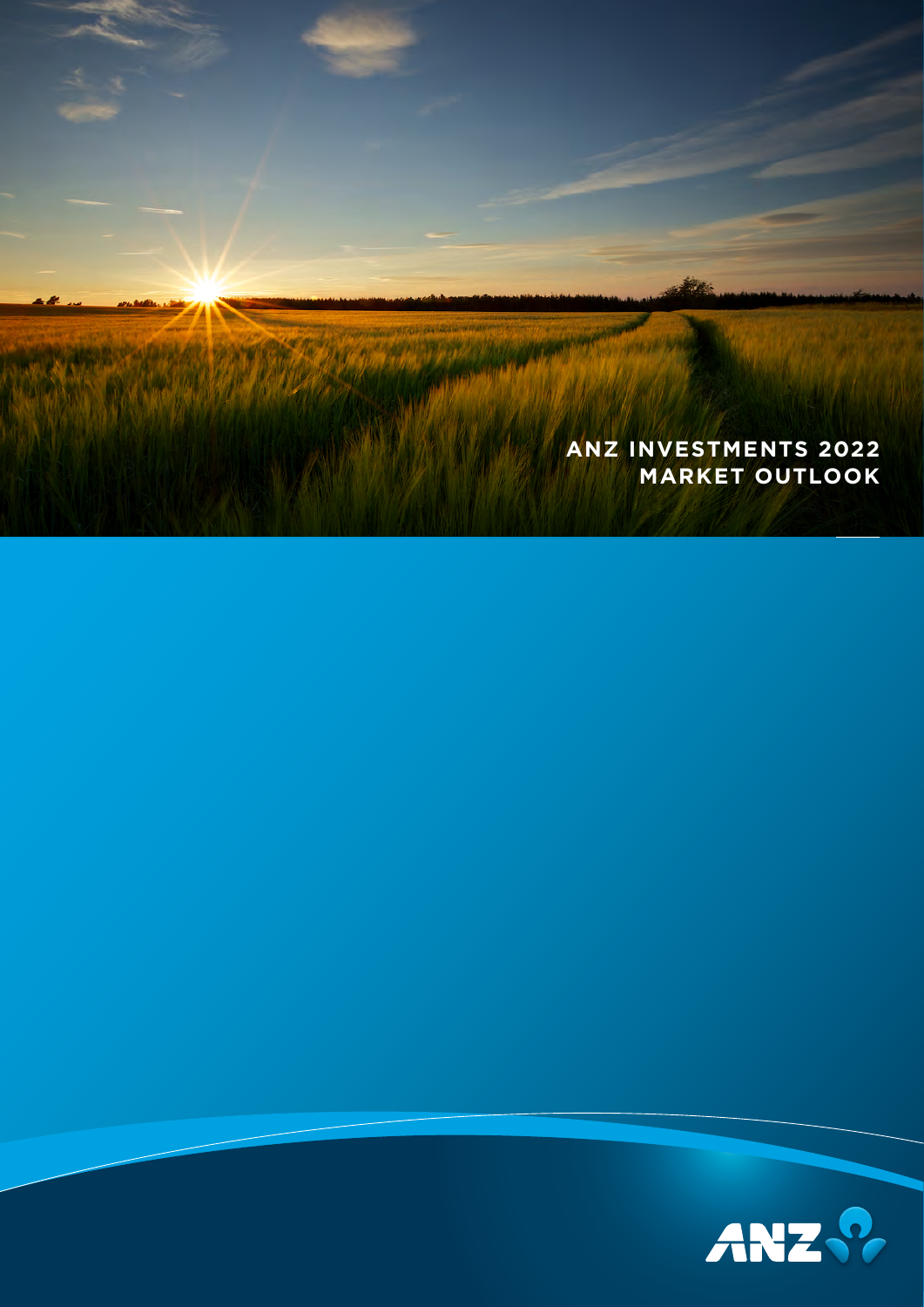# ANZ INVESTMENTS 2022 MARKET OUTLOOK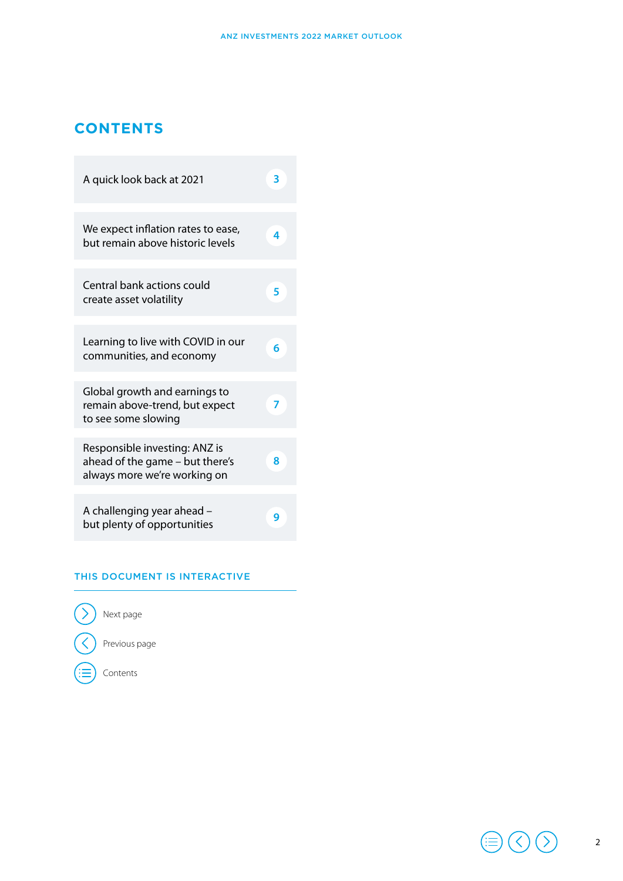# CONTENTS

| | |
|---|---|
| A quick look back at 2021 | 3 |
| We expect inflation rates to ease, but remain above historic levels | 4 |
| Central bank actions could create asset volatility | 5 |
| Learning to live with COVID in our communities, and economy | 6 |
| Global growth and earnings to remain above-trend, but expect to see some slowing | 7 |
| Responsible investing: ANZ is ahead of the game – but there's always more we're working on | 8 |
| A challenging year ahead – but plenty of opportunities | 9 |

## THIS DOCUMENT IS INTERACTIVE

- Next page
- Previous page
- Contents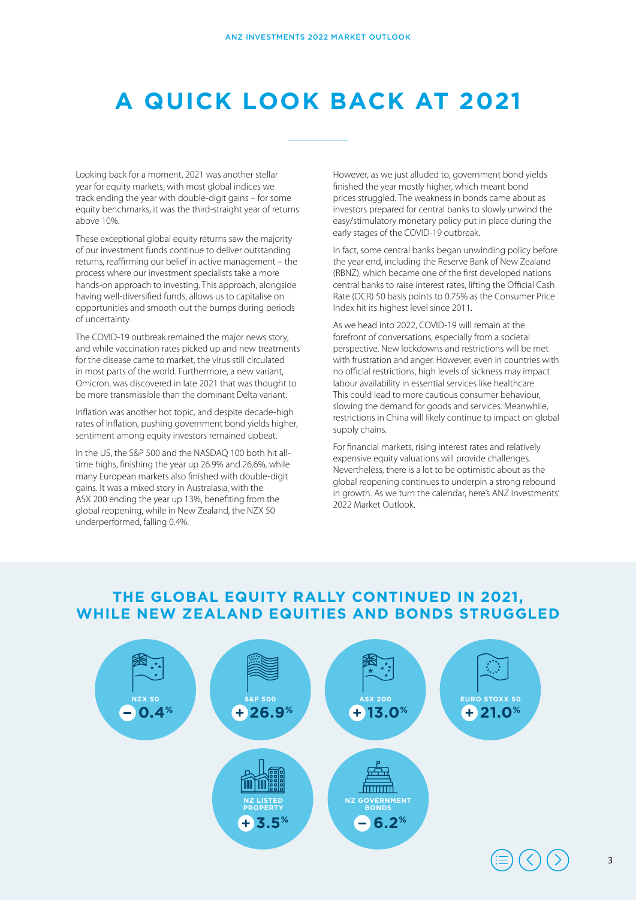# A QUICK LOOK BACK AT 2021

Looking back for a moment, 2021 was another stellar year for equity markets, with most global indices we track ending the year with double-digit gains – for some equity benchmarks, it was the third-straight year of returns above 10%.

These exceptional global equity returns saw the majority of our investment funds continue to deliver outstanding returns, reaffirming our belief in active management – the process where our investment specialists take a more hands-on approach to investing. This approach, alongside having well-diversified funds, allows us to capitalise on opportunities and smooth out the bumps during periods of uncertainty.

The COVID-19 outbreak remained the major news story, and while vaccination rates picked up and new treatments for the disease came to market, the virus still circulated in most parts of the world. Furthermore, a new variant, Omicron, was discovered in late 2021 that was thought to be more transmissible than the dominant Delta variant.

Inflation was another hot topic, and despite decade-high rates of inflation, pushing government bond yields higher, sentiment among equity investors remained upbeat.

In the US, the S&P 500 and the NASDAQ 100 both hit all-time highs, finishing the year up 26.9% and 26.6%, while many European markets also finished with double-digit gains. It was a mixed story in Australasia, with the ASX 200 ending the year up 13%, benefiting from the global reopening, while in New Zealand, the NZX 50 underperformed, falling 0.4%.

However, as we just alluded to, government bond yields finished the year mostly higher, which meant bond prices struggled. The weakness in bonds came about as investors prepared for central banks to slowly unwind the easy/stimulatory monetary policy put in place during the early stages of the COVID-19 outbreak.

In fact, some central banks began unwinding policy before the year end, including the Reserve Bank of New Zealand (RBNZ), which became one of the first developed nations central banks to raise interest rates, lifting the Official Cash Rate (OCR) 50 basis points to 0.75% as the Consumer Price Index hit its highest level since 2011.

As we head into 2022, COVID-19 will remain at the forefront of conversations, especially from a societal perspective. New lockdowns and restrictions will be met with frustration and anger. However, even in countries with no official restrictions, high levels of sickness may impact labour availability in essential services like healthcare. This could lead to more cautious consumer behaviour, slowing the demand for goods and services. Meanwhile, restrictions in China will likely continue to impact on global supply chains.

For financial markets, rising interest rates and relatively expensive equity valuations will provide challenges. Nevertheless, there is a lot to be optimistic about as the global reopening continues to underpin a strong rebound in growth. As we turn the calendar, here's ANZ Investments' 2022 Market Outlook.

## THE GLOBAL EQUITY RALLY CONTINUED IN 2021, WHILE NEW ZEALAND EQUITIES AND BONDS STRUGGLED

| Index | 2021 Return |
|---|---|
| NZX 50 | – 0.4% |
| S&P 500 | + 26.9% |
| ASX 200 | + 13.0% |
| EURO STOXX 50 | + 21.0% |
| NZ LISTED PROPERTY | + 3.5% |
| NZ GOVERNMENT BONDS | – 6.2% |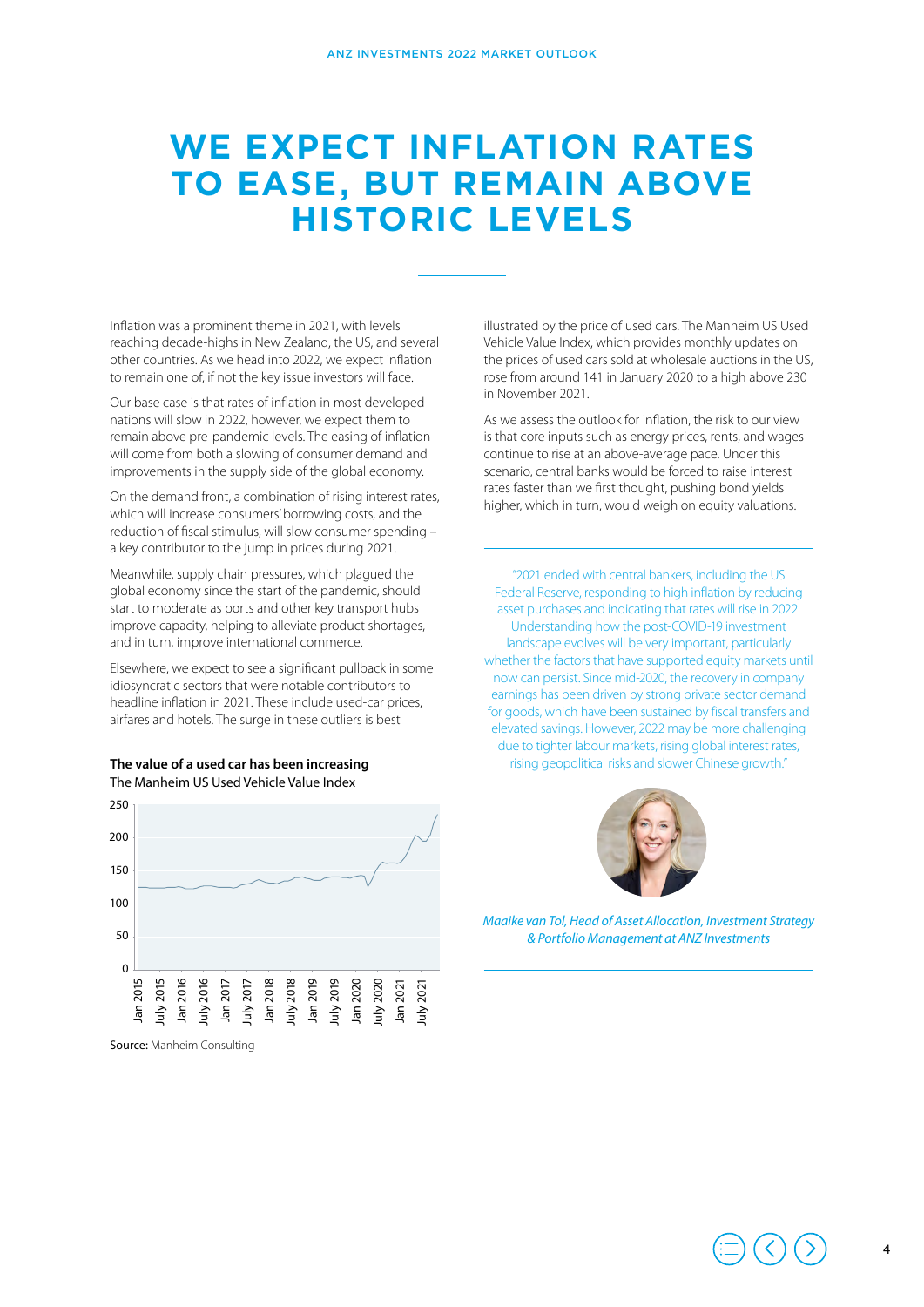# WE EXPECT INFLATION RATES TO EASE, BUT REMAIN ABOVE HISTORIC LEVELS

Inflation was a prominent theme in 2021, with levels reaching decade-highs in New Zealand, the US, and several other countries. As we head into 2022, we expect inflation to remain one of, if not the key issue investors will face.

Our base case is that rates of inflation in most developed nations will slow in 2022, however, we expect them to remain above pre-pandemic levels. The easing of inflation will come from both a slowing of consumer demand and improvements in the supply side of the global economy.

On the demand front, a combination of rising interest rates, which will increase consumers' borrowing costs, and the reduction of fiscal stimulus, will slow consumer spending – a key contributor to the jump in prices during 2021.

Meanwhile, supply chain pressures, which plagued the global economy since the start of the pandemic, should start to moderate as ports and other key transport hubs improve capacity, helping to alleviate product shortages, and in turn, improve international commerce.

Elsewhere, we expect to see a significant pullback in some idiosyncratic sectors that were notable contributors to headline inflation in 2021. These include used-car prices, airfares and hotels. The surge in these outliers is best illustrated by the price of used cars. The Manheim US Used Vehicle Value Index, which provides monthly updates on the prices of used cars sold at wholesale auctions in the US, rose from around 141 in January 2020 to a high above 230 in November 2021.

**The value of a used car has been increasing**
The Manheim US Used Vehicle Value Index

**Source:** Manheim Consulting

As we assess the outlook for inflation, the risk to our view is that core inputs such as energy prices, rents, and wages continue to rise at an above-average pace. Under this scenario, central banks would be forced to raise interest rates faster than we first thought, pushing bond yields higher, which in turn, would weigh on equity valuations.

"2021 ended with central bankers, including the US Federal Reserve, responding to high inflation by reducing asset purchases and indicating that rates will rise in 2022. Understanding how the post-COVID-19 investment landscape evolves will be very important, particularly whether the factors that have supported equity markets until now can persist. Since mid-2020, the recovery in company earnings has been driven by strong private sector demand for goods, which have been sustained by fiscal transfers and elevated savings. However, 2022 may be more challenging due to tighter labour markets, rising global interest rates, rising geopolitical risks and slower Chinese growth."

*Maaike van Tol, Head of Asset Allocation, Investment Strategy & Portfolio Management at ANZ Investments*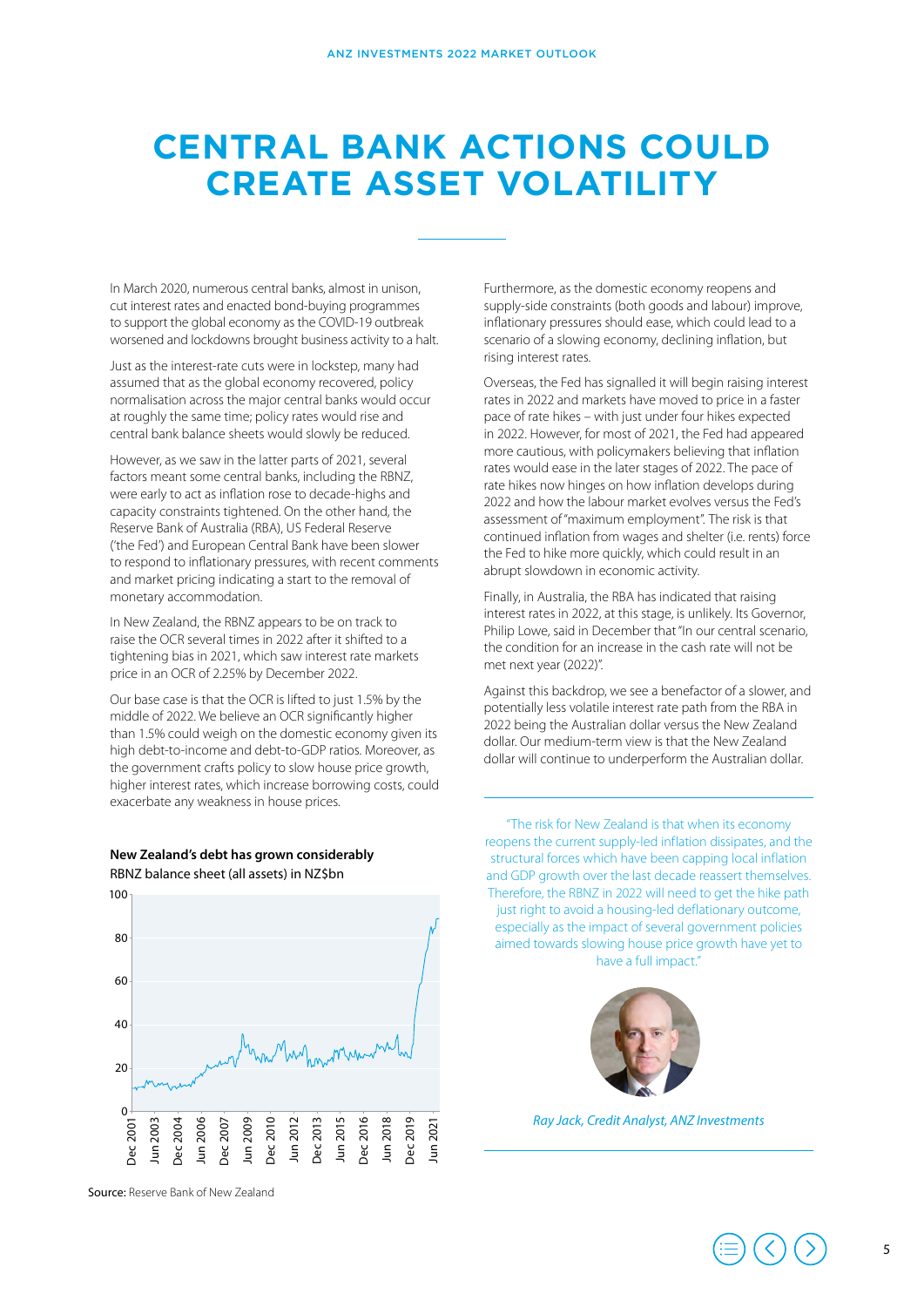# CENTRAL BANK ACTIONS COULD CREATE ASSET VOLATILITY

In March 2020, numerous central banks, almost in unison, cut interest rates and enacted bond-buying programmes to support the global economy as the COVID-19 outbreak worsened and lockdowns brought business activity to a halt.

Just as the interest-rate cuts were in lockstep, many had assumed that as the global economy recovered, policy normalisation across the major central banks would occur at roughly the same time; policy rates would rise and central bank balance sheets would slowly be reduced.

However, as we saw in the latter parts of 2021, several factors meant some central banks, including the RBNZ, were early to act as inflation rose to decade-highs and capacity constraints tightened. On the other hand, the Reserve Bank of Australia (RBA), US Federal Reserve ('the Fed') and European Central Bank have been slower to respond to inflationary pressures, with recent comments and market pricing indicating a start to the removal of monetary accommodation.

In New Zealand, the RBNZ appears to be on track to raise the OCR several times in 2022 after it shifted to a tightening bias in 2021, which saw interest rate markets price in an OCR of 2.25% by December 2022.

Our base case is that the OCR is lifted to just 1.5% by the middle of 2022. We believe an OCR significantly higher than 1.5% could weigh on the domestic economy given its high debt-to-income and debt-to-GDP ratios. Moreover, as the government crafts policy to slow house price growth, higher interest rates, which increase borrowing costs, could exacerbate any weakness in house prices.

**New Zealand's debt has grown considerably**

RBNZ balance sheet (all assets) in NZ$bn

**Source:** Reserve Bank of New Zealand

Furthermore, as the domestic economy reopens and supply-side constraints (both goods and labour) improve, inflationary pressures should ease, which could lead to a scenario of a slowing economy, declining inflation, but rising interest rates.

Overseas, the Fed has signalled it will begin raising interest rates in 2022 and markets have moved to price in a faster pace of rate hikes – with just under four hikes expected in 2022. However, for most of 2021, the Fed had appeared more cautious, with policymakers believing that inflation rates would ease in the later stages of 2022. The pace of rate hikes now hinges on how inflation develops during 2022 and how the labour market evolves versus the Fed's assessment of "maximum employment". The risk is that continued inflation from wages and shelter (i.e. rents) force the Fed to hike more quickly, which could result in an abrupt slowdown in economic activity.

Finally, in Australia, the RBA has indicated that raising interest rates in 2022, at this stage, is unlikely. Its Governor, Philip Lowe, said in December that "In our central scenario, the condition for an increase in the cash rate will not be met next year (2022)".

Against this backdrop, we see a benefactor of a slower, and potentially less volatile interest rate path from the RBA in 2022 being the Australian dollar versus the New Zealand dollar. Our medium-term view is that the New Zealand dollar will continue to underperform the Australian dollar.

> "The risk for New Zealand is that when its economy reopens the current supply-led inflation dissipates, and the structural forces which have been capping local inflation and GDP growth over the last decade reassert themselves. Therefore, the RBNZ in 2022 will need to get the hike path just right to avoid a housing-led deflationary outcome, especially as the impact of several government policies aimed towards slowing house price growth have yet to have a full impact."

*Ray Jack, Credit Analyst, ANZ Investments*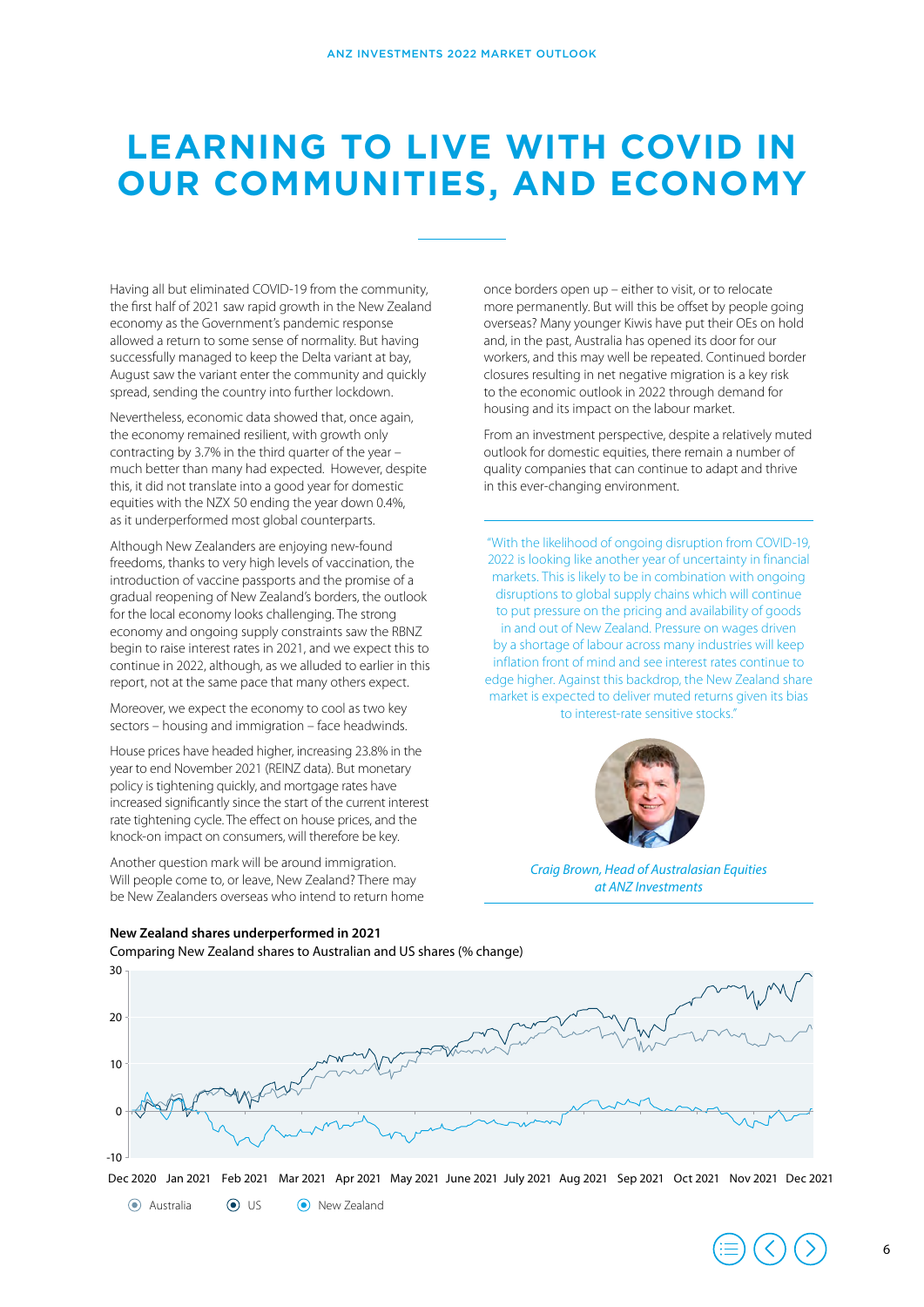# LEARNING TO LIVE WITH COVID IN OUR COMMUNITIES, AND ECONOMY

Having all but eliminated COVID-19 from the community, the first half of 2021 saw rapid growth in the New Zealand economy as the Government's pandemic response allowed a return to some sense of normality. But having successfully managed to keep the Delta variant at bay, August saw the variant enter the community and quickly spread, sending the country into further lockdown.

Nevertheless, economic data showed that, once again, the economy remained resilient, with growth only contracting by 3.7% in the third quarter of the year – much better than many had expected. However, despite this, it did not translate into a good year for domestic equities with the NZX 50 ending the year down 0.4%, as it underperformed most global counterparts.

Although New Zealanders are enjoying new-found freedoms, thanks to very high levels of vaccination, the introduction of vaccine passports and the promise of a gradual reopening of New Zealand's borders, the outlook for the local economy looks challenging. The strong economy and ongoing supply constraints saw the RBNZ begin to raise interest rates in 2021, and we expect this to continue in 2022, although, as we alluded to earlier in this report, not at the same pace that many others expect.

Moreover, we expect the economy to cool as two key sectors – housing and immigration – face headwinds.

House prices have headed higher, increasing 23.8% in the year to end November 2021 (REINZ data). But monetary policy is tightening quickly, and mortgage rates have increased significantly since the start of the current interest rate tightening cycle. The effect on house prices, and the knock-on impact on consumers, will therefore be key.

Another question mark will be around immigration. Will people come to, or leave, New Zealand? There may be New Zealanders overseas who intend to return home once borders open up – either to visit, or to relocate more permanently. But will this be offset by people going overseas? Many younger Kiwis have put their OEs on hold and, in the past, Australia has opened its door for our workers, and this may well be repeated. Continued border closures resulting in net negative migration is a key risk to the economic outlook in 2022 through demand for housing and its impact on the labour market.

From an investment perspective, despite a relatively muted outlook for domestic equities, there remain a number of quality companies that can continue to adapt and thrive in this ever-changing environment.

> "With the likelihood of ongoing disruption from COVID-19, 2022 is looking like another year of uncertainty in financial markets. This is likely to be in combination with ongoing disruptions to global supply chains which will continue to put pressure on the pricing and availability of goods in and out of New Zealand. Pressure on wages driven by a shortage of labour across many industries will keep inflation front of mind and see interest rates continue to edge higher. Against this backdrop, the New Zealand share market is expected to deliver muted returns given its bias to interest-rate sensitive stocks."

*Craig Brown, Head of Australasian Equities at ANZ Investments*

**New Zealand shares underperformed in 2021**

Comparing New Zealand shares to Australian and US shares (% change)

Y-axis: -10 to 30. X-axis: Dec 2020, Jan 2021, Feb 2021, Mar 2021, Apr 2021, May 2021, June 2021, July 2021, Aug 2021, Sep 2021, Oct 2021, Nov 2021, Dec 2021

Legend: Australia, US, New Zealand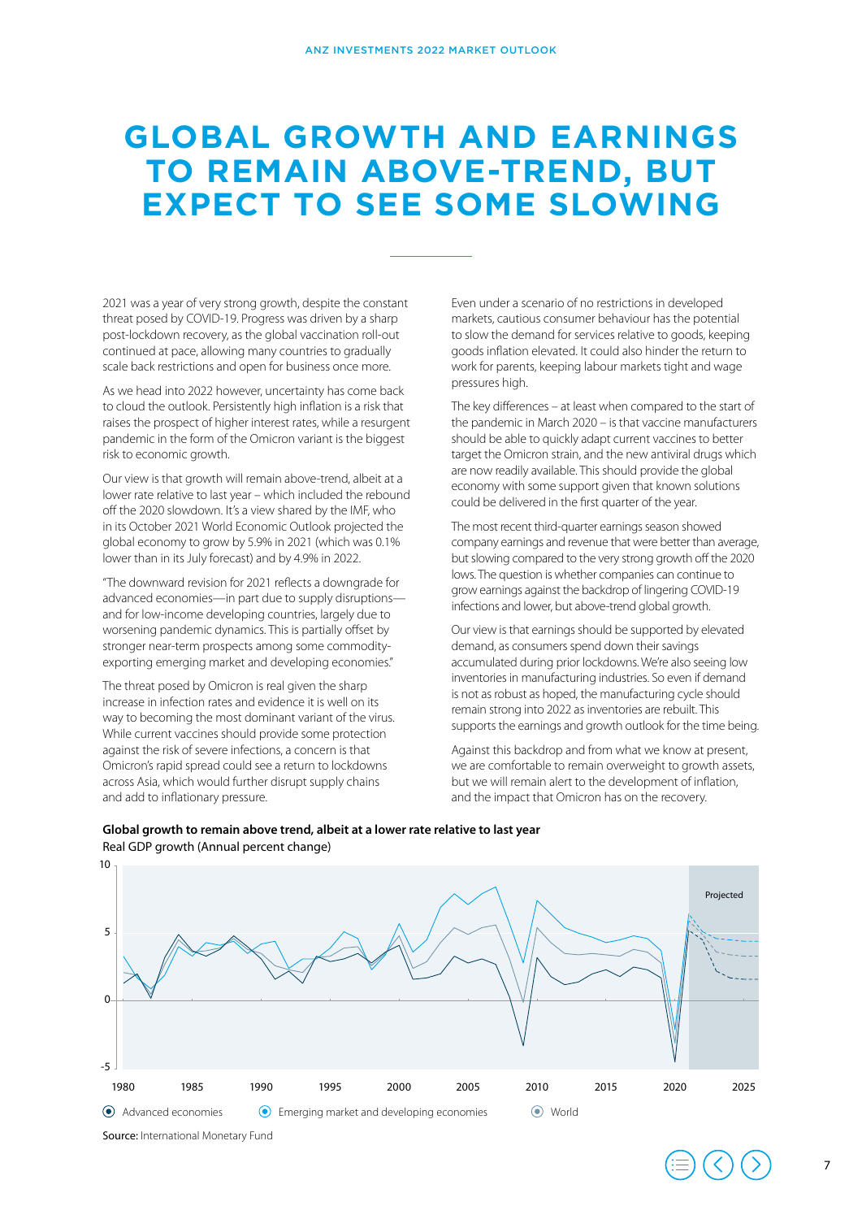# GLOBAL GROWTH AND EARNINGS TO REMAIN ABOVE-TREND, BUT EXPECT TO SEE SOME SLOWING

2021 was a year of very strong growth, despite the constant threat posed by COVID-19. Progress was driven by a sharp post-lockdown recovery, as the global vaccination roll-out continued at pace, allowing many countries to gradually scale back restrictions and open for business once more.

As we head into 2022 however, uncertainty has come back to cloud the outlook. Persistently high inflation is a risk that raises the prospect of higher interest rates, while a resurgent pandemic in the form of the Omicron variant is the biggest risk to economic growth.

Our view is that growth will remain above-trend, albeit at a lower rate relative to last year – which included the rebound off the 2020 slowdown. It's a view shared by the IMF, who in its October 2021 World Economic Outlook projected the global economy to grow by 5.9% in 2021 (which was 0.1% lower than in its July forecast) and by 4.9% in 2022.

"The downward revision for 2021 reflects a downgrade for advanced economies—in part due to supply disruptions—and for low-income developing countries, largely due to worsening pandemic dynamics. This is partially offset by stronger near-term prospects among some commodity-exporting emerging market and developing economies."

The threat posed by Omicron is real given the sharp increase in infection rates and evidence it is well on its way to becoming the most dominant variant of the virus. While current vaccines should provide some protection against the risk of severe infections, a concern is that Omicron's rapid spread could see a return to lockdowns across Asia, which would further disrupt supply chains and add to inflationary pressure.

Even under a scenario of no restrictions in developed markets, cautious consumer behaviour has the potential to slow the demand for services relative to goods, keeping goods inflation elevated. It could also hinder the return to work for parents, keeping labour markets tight and wage pressures high.

The key differences – at least when compared to the start of the pandemic in March 2020 – is that vaccine manufacturers should be able to quickly adapt current vaccines to better target the Omicron strain, and the new antiviral drugs which are now readily available. This should provide the global economy with some support given that known solutions could be delivered in the first quarter of the year.

The most recent third-quarter earnings season showed company earnings and revenue that were better than average, but slowing compared to the very strong growth off the 2020 lows. The question is whether companies can continue to grow earnings against the backdrop of lingering COVID-19 infections and lower, but above-trend global growth.

Our view is that earnings should be supported by elevated demand, as consumers spend down their savings accumulated during prior lockdowns. We're also seeing low inventories in manufacturing industries. So even if demand is not as robust as hoped, the manufacturing cycle should remain strong into 2022 as inventories are rebuilt. This supports the earnings and growth outlook for the time being.

Against this backdrop and from what we know at present, we are comfortable to remain overweight to growth assets, but we will remain alert to the development of inflation, and the impact that Omicron has on the recovery.

**Global growth to remain above trend, albeit at a lower rate relative to last year**

Real GDP growth (Annual percent change)

Legend: Advanced economies; Emerging market and developing economies; World. Shaded area: Projected.

**Source:** International Monetary Fund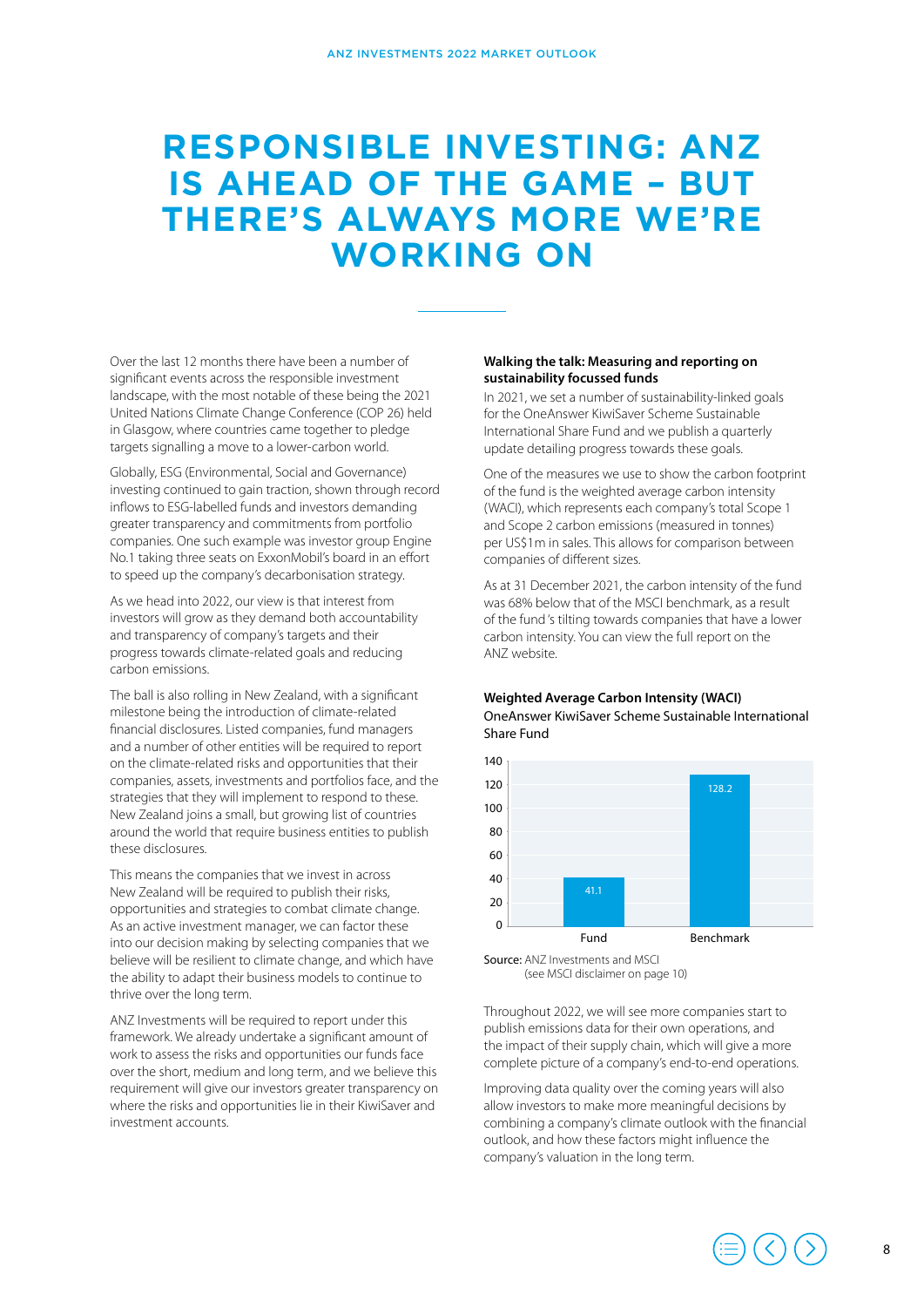# RESPONSIBLE INVESTING: ANZ IS AHEAD OF THE GAME – BUT THERE'S ALWAYS MORE WE'RE WORKING ON

Over the last 12 months there have been a number of significant events across the responsible investment landscape, with the most notable of these being the 2021 United Nations Climate Change Conference (COP 26) held in Glasgow, where countries came together to pledge targets signalling a move to a lower-carbon world.

Globally, ESG (Environmental, Social and Governance) investing continued to gain traction, shown through record inflows to ESG-labelled funds and investors demanding greater transparency and commitments from portfolio companies. One such example was investor group Engine No.1 taking three seats on ExxonMobil's board in an effort to speed up the company's decarbonisation strategy.

As we head into 2022, our view is that interest from investors will grow as they demand both accountability and transparency of company's targets and their progress towards climate-related goals and reducing carbon emissions.

The ball is also rolling in New Zealand, with a significant milestone being the introduction of climate-related financial disclosures. Listed companies, fund managers and a number of other entities will be required to report on the climate-related risks and opportunities that their companies, assets, investments and portfolios face, and the strategies that they will implement to respond to these. New Zealand joins a small, but growing list of countries around the world that require business entities to publish these disclosures.

This means the companies that we invest in across New Zealand will be required to publish their risks, opportunities and strategies to combat climate change. As an active investment manager, we can factor these into our decision making by selecting companies that we believe will be resilient to climate change, and which have the ability to adapt their business models to continue to thrive over the long term.

ANZ Investments will be required to report under this framework. We already undertake a significant amount of work to assess the risks and opportunities our funds face over the short, medium and long term, and we believe this requirement will give our investors greater transparency on where the risks and opportunities lie in their KiwiSaver and investment accounts.

**Walking the talk: Measuring and reporting on sustainability focussed funds**

In 2021, we set a number of sustainability-linked goals for the OneAnswer KiwiSaver Scheme Sustainable International Share Fund and we publish a quarterly update detailing progress towards these goals.

One of the measures we use to show the carbon footprint of the fund is the weighted average carbon intensity (WACI), which represents each company's total Scope 1 and Scope 2 carbon emissions (measured in tonnes) per US$1m in sales. This allows for comparison between companies of different sizes.

As at 31 December 2021, the carbon intensity of the fund was 68% below that of the MSCI benchmark, as a result of the fund's tilting towards companies that have a lower carbon intensity. You can view the full report on the ANZ website.

**Weighted Average Carbon Intensity (WACI)**
OneAnswer KiwiSaver Scheme Sustainable International Share Fund

| | Fund | Benchmark |
|---|---|---|
| WACI | 41.1 | 128.2 |

**Source:** ANZ Investments and MSCI (see MSCI disclaimer on page 10)

Throughout 2022, we will see more companies start to publish emissions data for their own operations, and the impact of their supply chain, which will give a more complete picture of a company's end-to-end operations.

Improving data quality over the coming years will also allow investors to make more meaningful decisions by combining a company's climate outlook with the financial outlook, and how these factors might influence the company's valuation in the long term.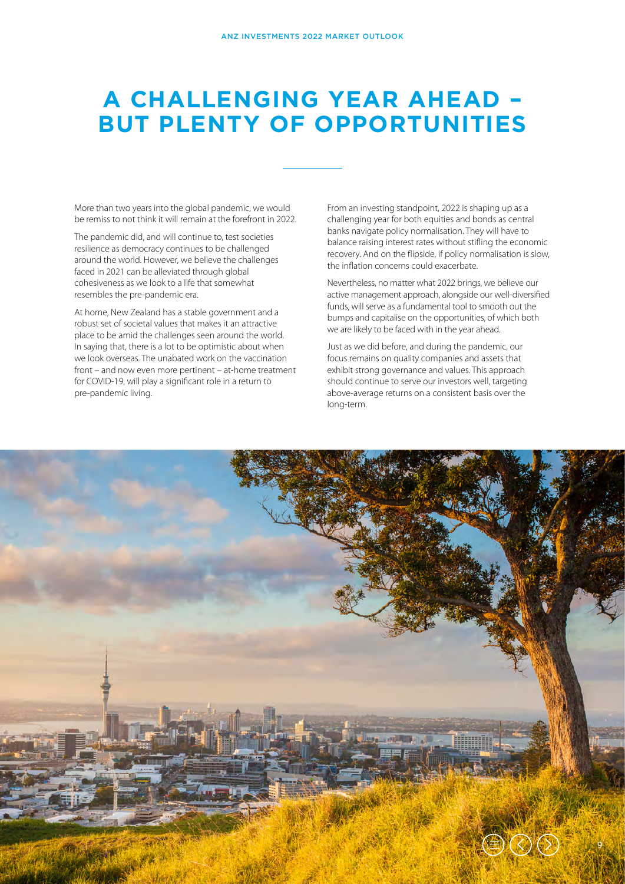# A CHALLENGING YEAR AHEAD – BUT PLENTY OF OPPORTUNITIES

More than two years into the global pandemic, we would be remiss to not think it will remain at the forefront in 2022.

The pandemic did, and will continue to, test societies resilience as democracy continues to be challenged around the world. However, we believe the challenges faced in 2021 can be alleviated through global cohesiveness as we look to a life that somewhat resembles the pre-pandemic era.

At home, New Zealand has a stable government and a robust set of societal values that makes it an attractive place to be amid the challenges seen around the world. In saying that, there is a lot to be optimistic about when we look overseas. The unabated work on the vaccination front – and now even more pertinent – at-home treatment for COVID-19, will play a significant role in a return to pre-pandemic living.

From an investing standpoint, 2022 is shaping up as a challenging year for both equities and bonds as central banks navigate policy normalisation. They will have to balance raising interest rates without stifling the economic recovery. And on the flipside, if policy normalisation is slow, the inflation concerns could exacerbate.

Nevertheless, no matter what 2022 brings, we believe our active management approach, alongside our well-diversified funds, will serve as a fundamental tool to smooth out the bumps and capitalise on the opportunities, of which both we are likely to be faced with in the year ahead.

Just as we did before, and during the pandemic, our focus remains on quality companies and assets that exhibit strong governance and values. This approach should continue to serve our investors well, targeting above-average returns on a consistent basis over the long-term.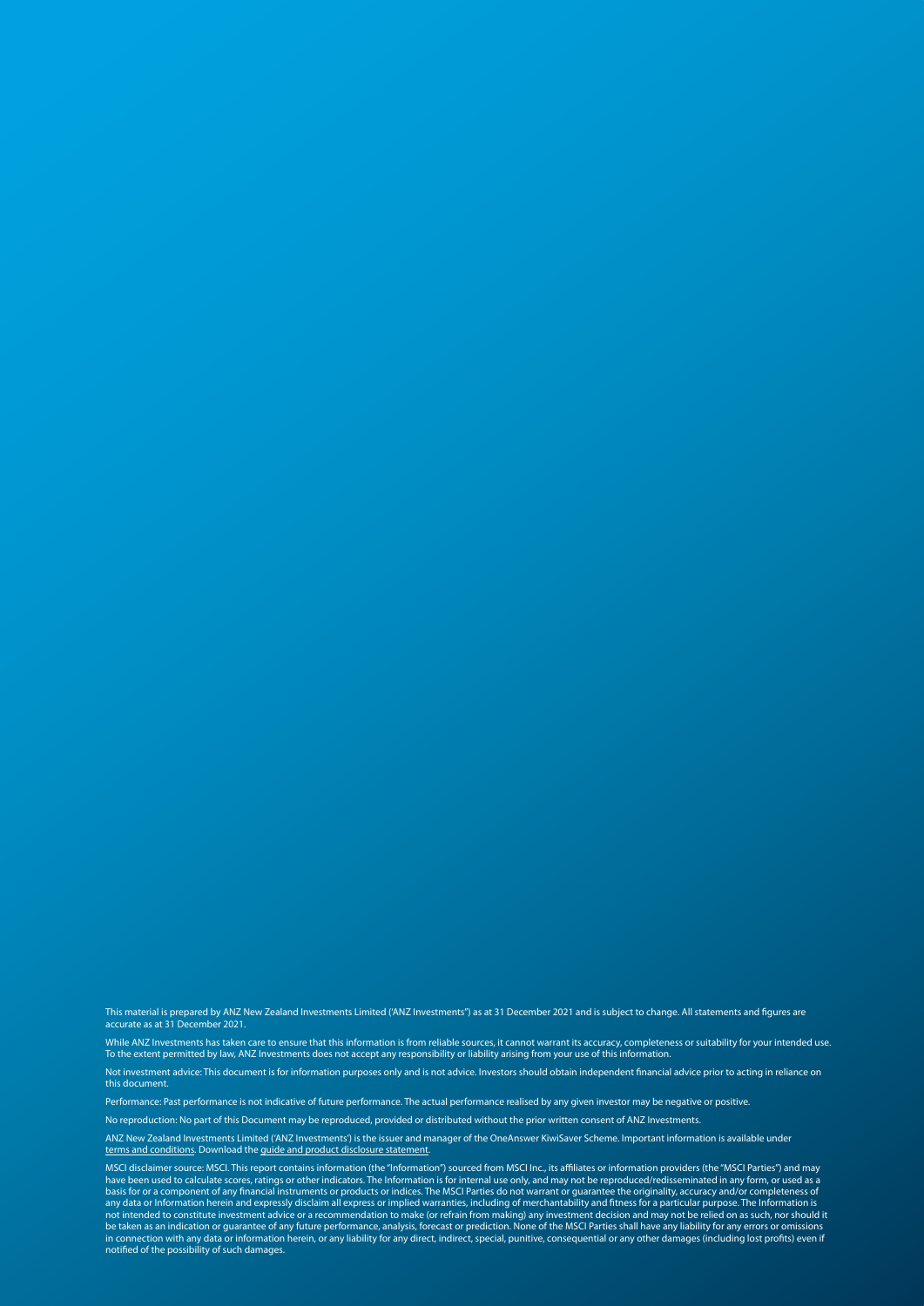This material is prepared by ANZ New Zealand Investments Limited ('ANZ Investments") as at 31 December 2021 and is subject to change. All statements and figures are accurate as at 31 December 2021.

While ANZ Investments has taken care to ensure that this information is from reliable sources, it cannot warrant its accuracy, completeness or suitability for your intended use. To the extent permitted by law, ANZ Investments does not accept any responsibility or liability arising from your use of this information.

Not investment advice: This document is for information purposes only and is not advice. Investors should obtain independent financial advice prior to acting in reliance on this document.

Performance: Past performance is not indicative of future performance. The actual performance realised by any given investor may be negative or positive.

No reproduction: No part of this Document may be reproduced, provided or distributed without the prior written consent of ANZ Investments.

ANZ New Zealand Investments Limited ('ANZ Investments') is the issuer and manager of the OneAnswer KiwiSaver Scheme. Important information is available under terms and conditions. Download the guide and product disclosure statement.

MSCI disclaimer source: MSCI. This report contains information (the "Information") sourced from MSCI Inc., its affiliates or information providers (the "MSCI Parties") and may have been used to calculate scores, ratings or other indicators. The Information is for internal use only, and may not be reproduced/redisseminated in any form, or used as a basis for or a component of any financial instruments or products or indices. The MSCI Parties do not warrant or guarantee the originality, accuracy and/or completeness of any data or Information herein and expressly disclaim all express or implied warranties, including of merchantability and fitness for a particular purpose. The Information is not intended to constitute investment advice or a recommendation to make (or refrain from making) any investment decision and may not be relied on as such, nor should it be taken as an indication or guarantee of any future performance, analysis, forecast or prediction. None of the MSCI Parties shall have any liability for any errors or omissions in connection with any data or information herein, or any liability for any direct, indirect, special, punitive, consequential or any other damages (including lost profits) even if notified of the possibility of such damages.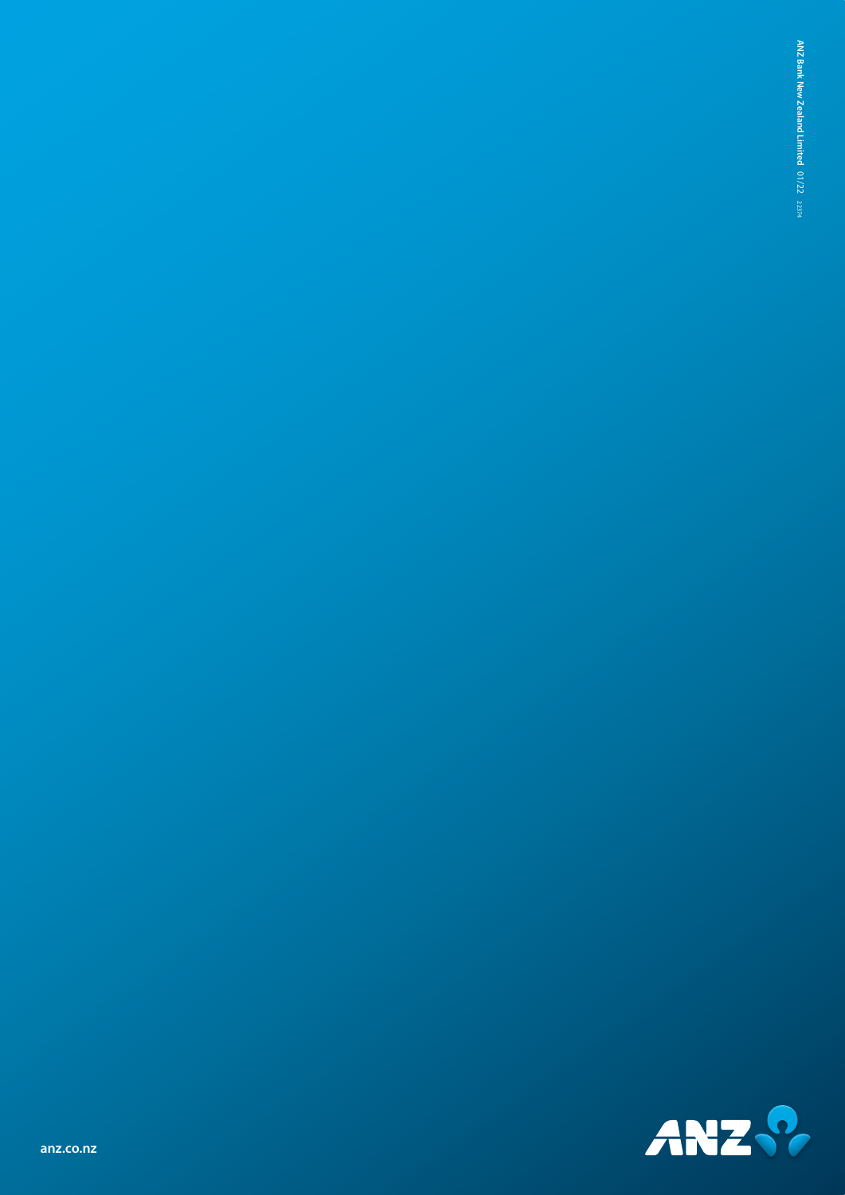ANZ Bank New Zealand Limited 01/22 22374

anz.co.nz